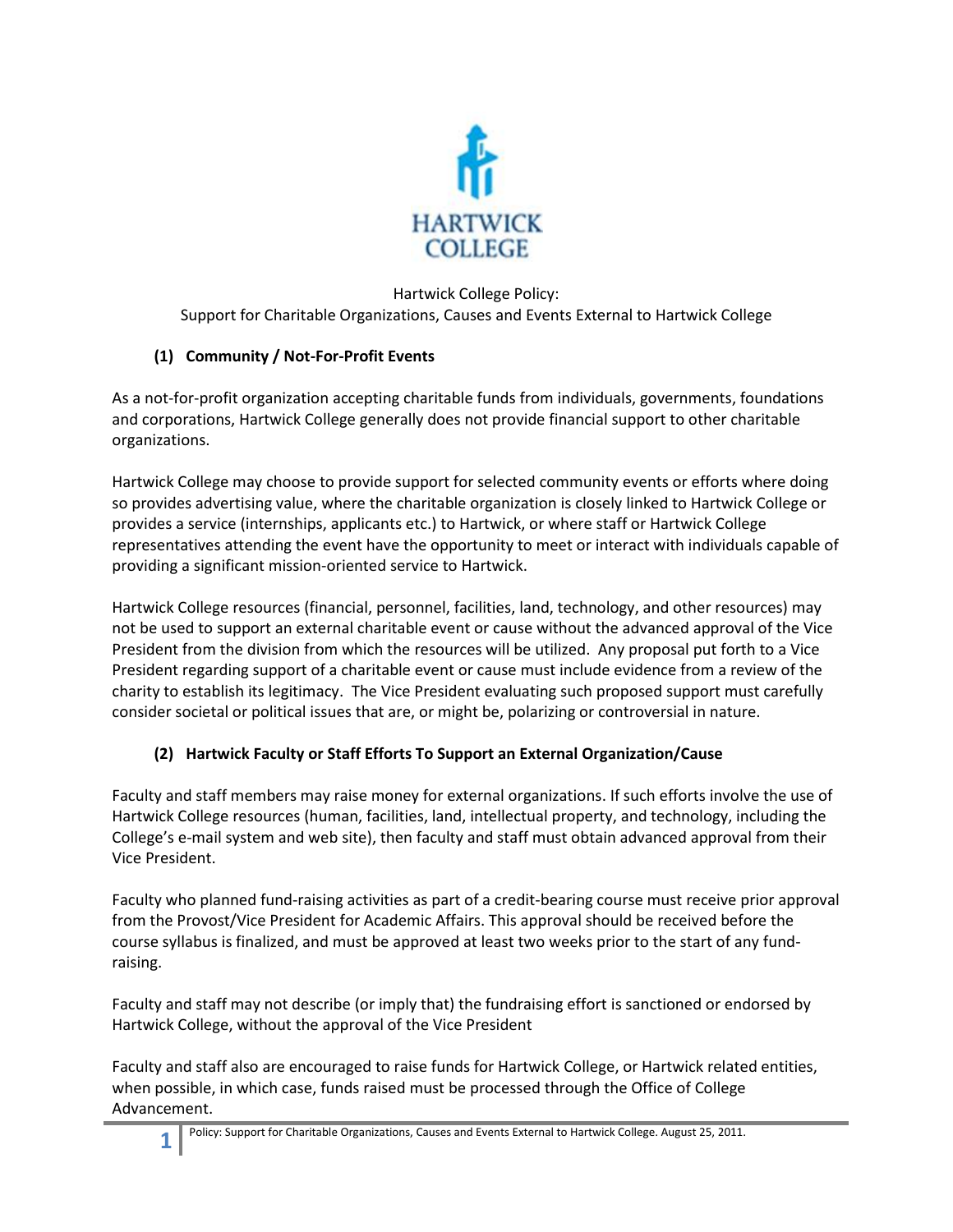HARTWICK COLLEGE

Hartwick College Policy:
Support for Charitable Organizations, Causes and Events External to Hartwick College

## (1) Community / Not-For-Profit Events

As a not-for-profit organization accepting charitable funds from individuals, governments, foundations and corporations, Hartwick College generally does not provide financial support to other charitable organizations.

Hartwick College may choose to provide support for selected community events or efforts where doing so provides advertising value, where the charitable organization is closely linked to Hartwick College or provides a service (internships, applicants etc.) to Hartwick, or where staff or Hartwick College representatives attending the event have the opportunity to meet or interact with individuals capable of providing a significant mission-oriented service to Hartwick.

Hartwick College resources (financial, personnel, facilities, land, technology, and other resources) may not be used to support an external charitable event or cause without the advanced approval of the Vice President from the division from which the resources will be utilized. Any proposal put forth to a Vice President regarding support of a charitable event or cause must include evidence from a review of the charity to establish its legitimacy. The Vice President evaluating such proposed support must carefully consider societal or political issues that are, or might be, polarizing or controversial in nature.

## (2) Hartwick Faculty or Staff Efforts To Support an External Organization/Cause

Faculty and staff members may raise money for external organizations. If such efforts involve the use of Hartwick College resources (human, facilities, land, intellectual property, and technology, including the College's e-mail system and web site), then faculty and staff must obtain advanced approval from their Vice President.

Faculty who planned fund-raising activities as part of a credit-bearing course must receive prior approval from the Provost/Vice President for Academic Affairs. This approval should be received before the course syllabus is finalized, and must be approved at least two weeks prior to the start of any fund-raising.

Faculty and staff may not describe (or imply that) the fundraising effort is sanctioned or endorsed by Hartwick College, without the approval of the Vice President

Faculty and staff also are encouraged to raise funds for Hartwick College, or Hartwick related entities, when possible, in which case, funds raised must be processed through the Office of College Advancement.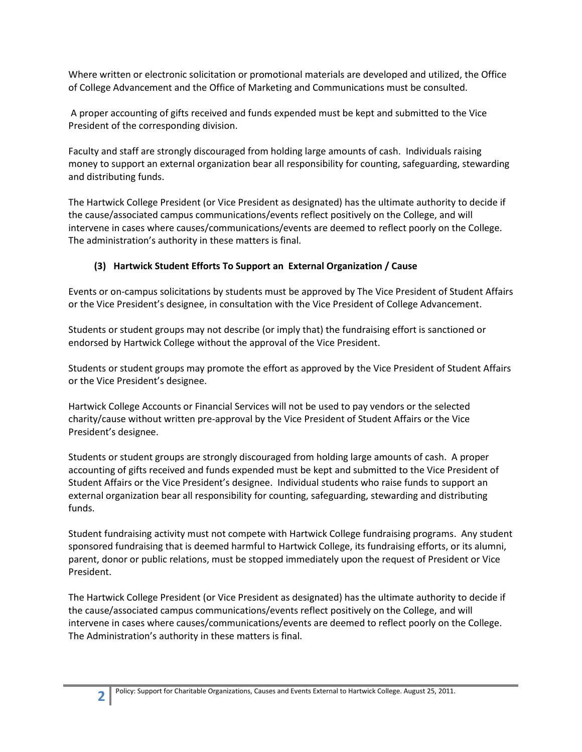Where written or electronic solicitation or promotional materials are developed and utilized, the Office of College Advancement and the Office of Marketing and Communications must be consulted.

A proper accounting of gifts received and funds expended must be kept and submitted to the Vice President of the corresponding division.

Faculty and staff are strongly discouraged from holding large amounts of cash. Individuals raising money to support an external organization bear all responsibility for counting, safeguarding, stewarding and distributing funds.

The Hartwick College President (or Vice President as designated) has the ultimate authority to decide if the cause/associated campus communications/events reflect positively on the College, and will intervene in cases where causes/communications/events are deemed to reflect poorly on the College. The administration's authority in these matters is final.

### (3) Hartwick Student Efforts To Support an External Organization / Cause

Events or on-campus solicitations by students must be approved by The Vice President of Student Affairs or the Vice President's designee, in consultation with the Vice President of College Advancement.

Students or student groups may not describe (or imply that) the fundraising effort is sanctioned or endorsed by Hartwick College without the approval of the Vice President.

Students or student groups may promote the effort as approved by the Vice President of Student Affairs or the Vice President's designee.

Hartwick College Accounts or Financial Services will not be used to pay vendors or the selected charity/cause without written pre-approval by the Vice President of Student Affairs or the Vice President's designee.

Students or student groups are strongly discouraged from holding large amounts of cash. A proper accounting of gifts received and funds expended must be kept and submitted to the Vice President of Student Affairs or the Vice President's designee. Individual students who raise funds to support an external organization bear all responsibility for counting, safeguarding, stewarding and distributing funds.

Student fundraising activity must not compete with Hartwick College fundraising programs. Any student sponsored fundraising that is deemed harmful to Hartwick College, its fundraising efforts, or its alumni, parent, donor or public relations, must be stopped immediately upon the request of President or Vice President.

The Hartwick College President (or Vice President as designated) has the ultimate authority to decide if the cause/associated campus communications/events reflect positively on the College, and will intervene in cases where causes/communications/events are deemed to reflect poorly on the College. The Administration's authority in these matters is final.